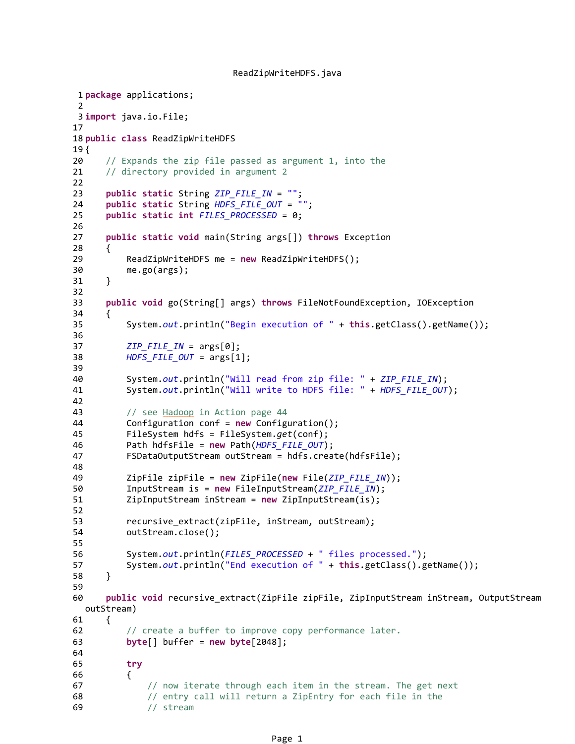ReadZipWriteHDFS.java

```
1 package applications;
2 
3 import java.io.File;
17 
18 public class ReadZipWriteHDFS
19 {
20     // Expands the zip file passed as argument 1, into the
21     // directory provided in argument 2
22 
23     public static String ZIP_FILE_IN = "";
24     public static String HDFS_FILE_OUT = "";
25     public static int FILES_PROCESSED = 0;
26 
27     public static void main(String args[]) throws Exception
28     {
29         ReadZipWriteHDFS me = new ReadZipWriteHDFS();
30         me.go(args);
31     }
32 
33     public void go(String[] args) throws FileNotFoundException, IOException
34     {
35         System.out.println("Begin execution of " + this.getClass().getName());
36 
37         ZIP_FILE_IN = args[0];
38         HDFS_FILE_OUT = args[1];
39 
40         System.out.println("Will read from zip file: " + ZIP_FILE_IN);
41         System.out.println("Will write to HDFS file: " + HDFS_FILE_OUT);
42 
43         // see Hadoop in Action page 44
44         Configuration conf = new Configuration();
45         FileSystem hdfs = FileSystem.get(conf);
46         Path hdfsFile = new Path(HDFS_FILE_OUT);
47         FSDataOutputStream outStream = hdfs.create(hdfsFile);
48 
49         ZipFile zipFile = new ZipFile(new File(ZIP_FILE_IN));
50         InputStream is = new FileInputStream(ZIP_FILE_IN);
51         ZipInputStream inStream = new ZipInputStream(is);
52 
53         recursive_extract(zipFile, inStream, outStream);
54         outStream.close();
55 
56         System.out.println(FILES_PROCESSED + " files processed.");
57         System.out.println("End execution of " + this.getClass().getName());
58     }
59 
60     public void recursive_extract(ZipFile zipFile, ZipInputStream inStream, OutputStream
   outStream)
61     {
62         // create a buffer to improve copy performance later.
63         byte[] buffer = new byte[2048];
64 
65         try
66         {
67             // now iterate through each item in the stream. The get next
68             // entry call will return a ZipEntry for each file in the
69             // stream
```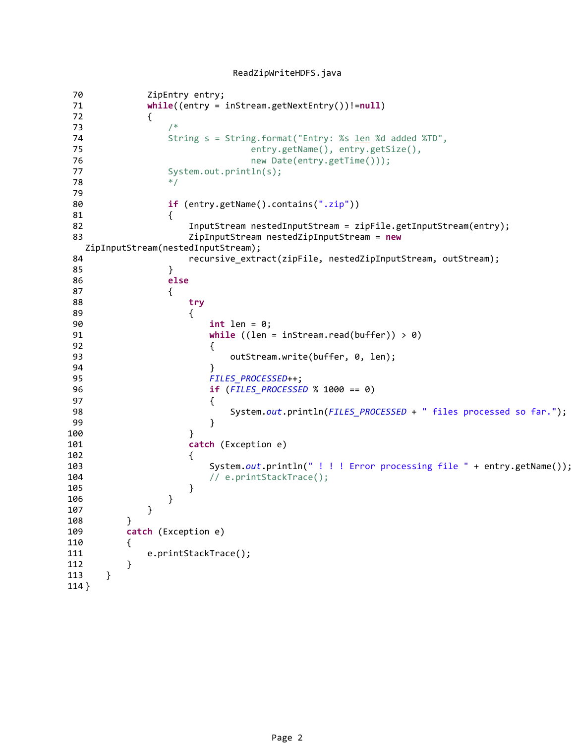```java
            ZipEntry entry;
            while((entry = inStream.getNextEntry())!=null)
            {
                /*
                String s = String.format("Entry: %s len %d added %TD",
                                entry.getName(), entry.getSize(),
                                new Date(entry.getTime()));
                System.out.println(s);
                */

                if (entry.getName().contains(".zip"))
                {
                    InputStream nestedInputStream = zipFile.getInputStream(entry);
                    ZipInputStream nestedZipInputStream = new
ZipInputStream(nestedInputStream);
                    recursive_extract(zipFile, nestedZipInputStream, outStream);
                }
                else
                {
                    try
                    {
                        int len = 0;
                        while ((len = inStream.read(buffer)) > 0)
                        {
                            outStream.write(buffer, 0, len);
                        }
                        FILES_PROCESSED++;
                        if (FILES_PROCESSED % 1000 == 0)
                        {
                            System.out.println(FILES_PROCESSED + " files processed so far.");
                        }
                    }
                    catch (Exception e)
                    {
                        System.out.println(" ! ! ! Error processing file " + entry.getName());
                        // e.printStackTrace();
                    }
                }
            }
        }
        catch (Exception e)
        {
            e.printStackTrace();
        }
    }
}
```